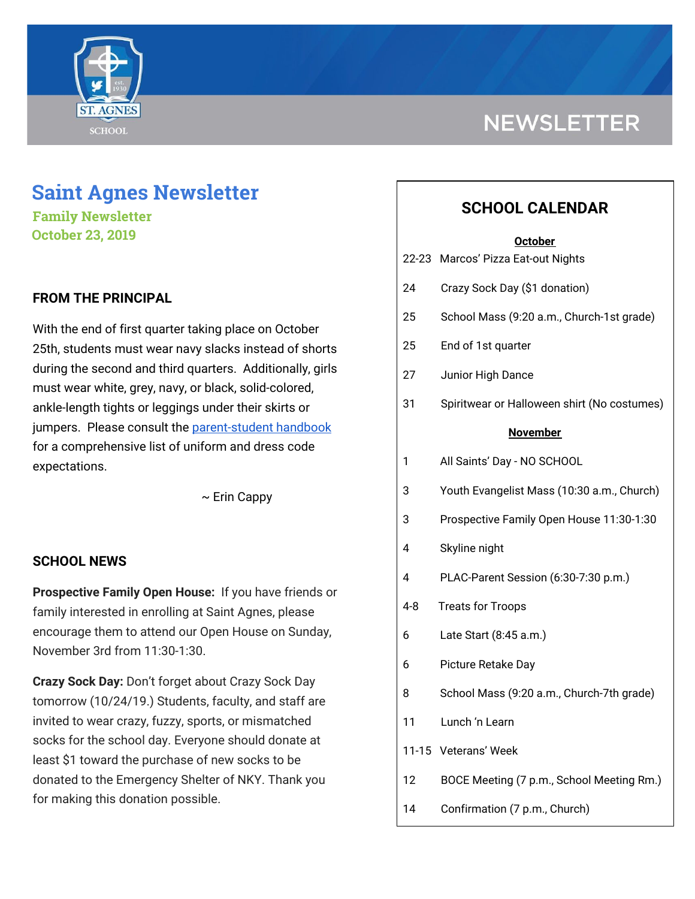NEWSLETTER

# Saint Agnes Newsletter

**Family Newsletter**
**October 23, 2019**

## FROM THE PRINCIPAL

With the end of first quarter taking place on October 25th, students must wear navy slacks instead of shorts during the second and third quarters. Additionally, girls must wear white, grey, navy, or black, solid-colored, ankle-length tights or leggings under their skirts or jumpers. Please consult the parent-student handbook for a comprehensive list of uniform and dress code expectations.

~ Erin Cappy

## SCHOOL NEWS

**Prospective Family Open House:** If you have friends or family interested in enrolling at Saint Agnes, please encourage them to attend our Open House on Sunday, November 3rd from 11:30-1:30.

**Crazy Sock Day:** Don't forget about Crazy Sock Day tomorrow (10/24/19.) Students, faculty, and staff are invited to wear crazy, fuzzy, sports, or mismatched socks for the school day. Everyone should donate at least $1 toward the purchase of new socks to be donated to the Emergency Shelter of NKY. Thank you for making this donation possible.

## SCHOOL CALENDAR

**October**

| | |
|---|---|
| 22-23 | Marcos' Pizza Eat-out Nights |
| 24 | Crazy Sock Day ($1 donation) |
| 25 | School Mass (9:20 a.m., Church-1st grade) |
| 25 | End of 1st quarter |
| 27 | Junior High Dance |
| 31 | Spiritwear or Halloween shirt (No costumes) |

**November**

| | |
|---|---|
| 1 | All Saints' Day - NO SCHOOL |
| 3 | Youth Evangelist Mass (10:30 a.m., Church) |
| 3 | Prospective Family Open House 11:30-1:30 |
| 4 | Skyline night |
| 4 | PLAC-Parent Session (6:30-7:30 p.m.) |
| 4-8 | Treats for Troops |
| 6 | Late Start (8:45 a.m.) |
| 6 | Picture Retake Day |
| 8 | School Mass (9:20 a.m., Church-7th grade) |
| 11 | Lunch 'n Learn |
| 11-15 | Veterans' Week |
| 12 | BOCE Meeting (7 p.m., School Meeting Rm.) |
| 14 | Confirmation (7 p.m., Church) |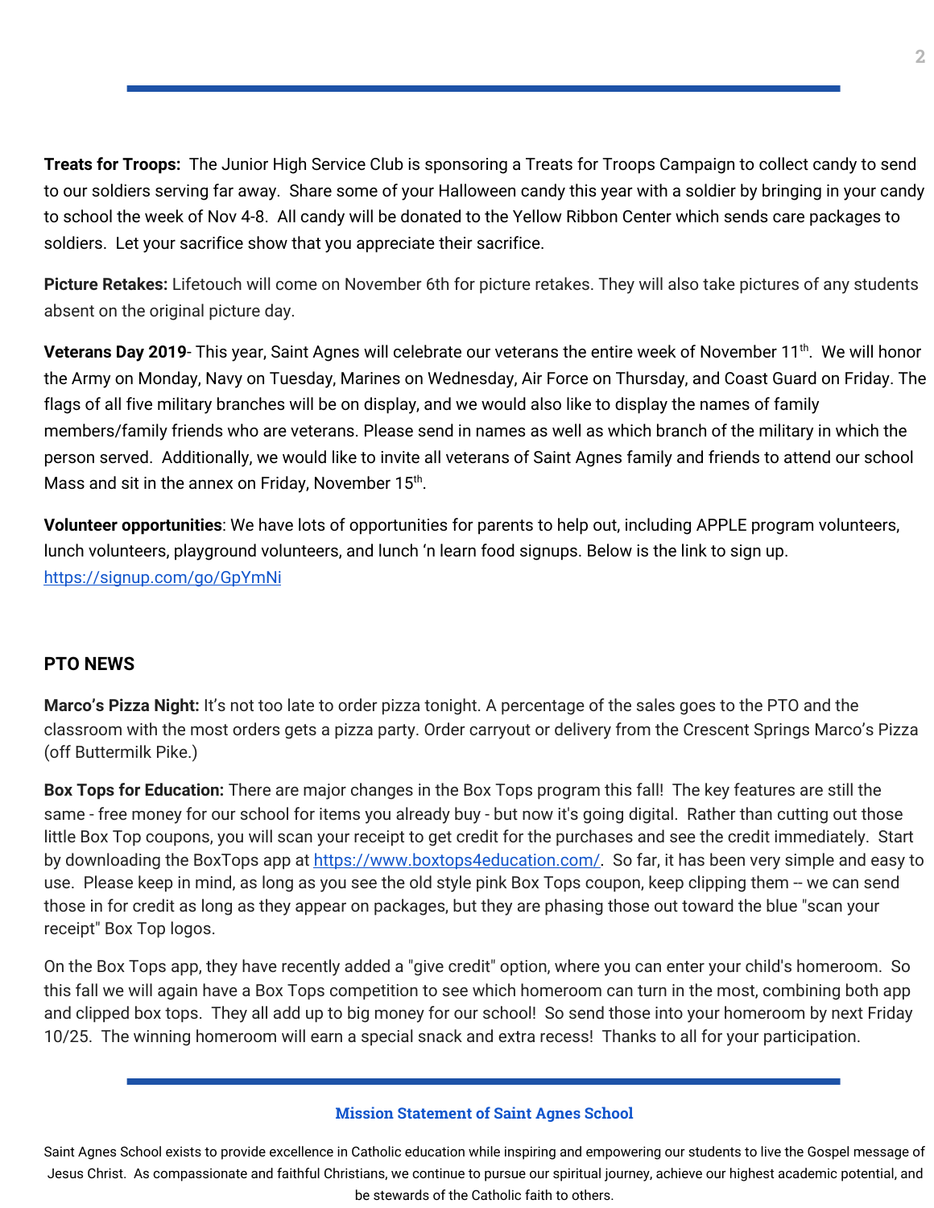**Treats for Troops:** The Junior High Service Club is sponsoring a Treats for Troops Campaign to collect candy to send to our soldiers serving far away. Share some of your Halloween candy this year with a soldier by bringing in your candy to school the week of Nov 4-8. All candy will be donated to the Yellow Ribbon Center which sends care packages to soldiers. Let your sacrifice show that you appreciate their sacrifice.

**Picture Retakes:** Lifetouch will come on November 6th for picture retakes. They will also take pictures of any students absent on the original picture day.

**Veterans Day 2019**- This year, Saint Agnes will celebrate our veterans the entire week of November 11th. We will honor the Army on Monday, Navy on Tuesday, Marines on Wednesday, Air Force on Thursday, and Coast Guard on Friday. The flags of all five military branches will be on display, and we would also like to display the names of family members/family friends who are veterans. Please send in names as well as which branch of the military in which the person served. Additionally, we would like to invite all veterans of Saint Agnes family and friends to attend our school Mass and sit in the annex on Friday, November 15th.

**Volunteer opportunities**: We have lots of opportunities for parents to help out, including APPLE program volunteers, lunch volunteers, playground volunteers, and lunch 'n learn food signups. Below is the link to sign up. https://signup.com/go/GpYmNi

## PTO NEWS

**Marco's Pizza Night:** It's not too late to order pizza tonight. A percentage of the sales goes to the PTO and the classroom with the most orders gets a pizza party. Order carryout or delivery from the Crescent Springs Marco's Pizza (off Buttermilk Pike.)

**Box Tops for Education:** There are major changes in the Box Tops program this fall! The key features are still the same - free money for our school for items you already buy - but now it's going digital. Rather than cutting out those little Box Top coupons, you will scan your receipt to get credit for the purchases and see the credit immediately. Start by downloading the BoxTops app at https://www.boxtops4education.com/. So far, it has been very simple and easy to use. Please keep in mind, as long as you see the old style pink Box Tops coupon, keep clipping them -- we can send those in for credit as long as they appear on packages, but they are phasing those out toward the blue "scan your receipt" Box Top logos.

On the Box Tops app, they have recently added a "give credit" option, where you can enter your child's homeroom. So this fall we will again have a Box Tops competition to see which homeroom can turn in the most, combining both app and clipped box tops. They all add up to big money for our school! So send those into your homeroom by next Friday 10/25. The winning homeroom will earn a special snack and extra recess! Thanks to all for your participation.

**Mission Statement of Saint Agnes School**

Saint Agnes School exists to provide excellence in Catholic education while inspiring and empowering our students to live the Gospel message of Jesus Christ. As compassionate and faithful Christians, we continue to pursue our spiritual journey, achieve our highest academic potential, and be stewards of the Catholic faith to others.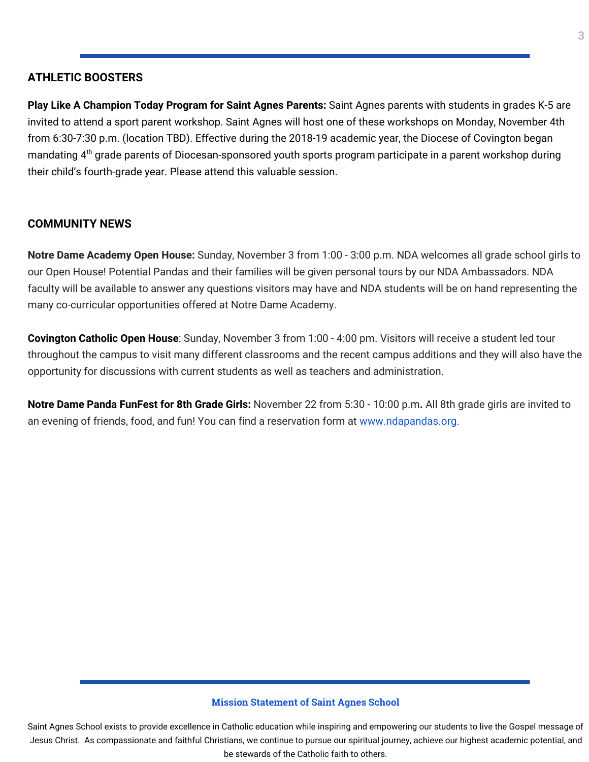## ATHLETIC BOOSTERS

**Play Like A Champion Today Program for Saint Agnes Parents:** Saint Agnes parents with students in grades K-5 are invited to attend a sport parent workshop. Saint Agnes will host one of these workshops on Monday, November 4th from 6:30-7:30 p.m. (location TBD). Effective during the 2018-19 academic year, the Diocese of Covington began mandating 4th grade parents of Diocesan-sponsored youth sports program participate in a parent workshop during their child's fourth-grade year. Please attend this valuable session.

## COMMUNITY NEWS

**Notre Dame Academy Open House:** Sunday, November 3 from 1:00 - 3:00 p.m. NDA welcomes all grade school girls to our Open House! Potential Pandas and their families will be given personal tours by our NDA Ambassadors. NDA faculty will be available to answer any questions visitors may have and NDA students will be on hand representing the many co-curricular opportunities offered at Notre Dame Academy.

**Covington Catholic Open House**: Sunday, November 3 from 1:00 - 4:00 pm. Visitors will receive a student led tour throughout the campus to visit many different classrooms and the recent campus additions and they will also have the opportunity for discussions with current students as well as teachers and administration.

**Notre Dame Panda FunFest for 8th Grade Girls:** November 22 from 5:30 - 10:00 p.m**.** All 8th grade girls are invited to an evening of friends, food, and fun! You can find a reservation form at [www.ndapandas.org](http://www.ndapandas.org).

**Mission Statement of Saint Agnes School**

Saint Agnes School exists to provide excellence in Catholic education while inspiring and empowering our students to live the Gospel message of Jesus Christ. As compassionate and faithful Christians, we continue to pursue our spiritual journey, achieve our highest academic potential, and be stewards of the Catholic faith to others.